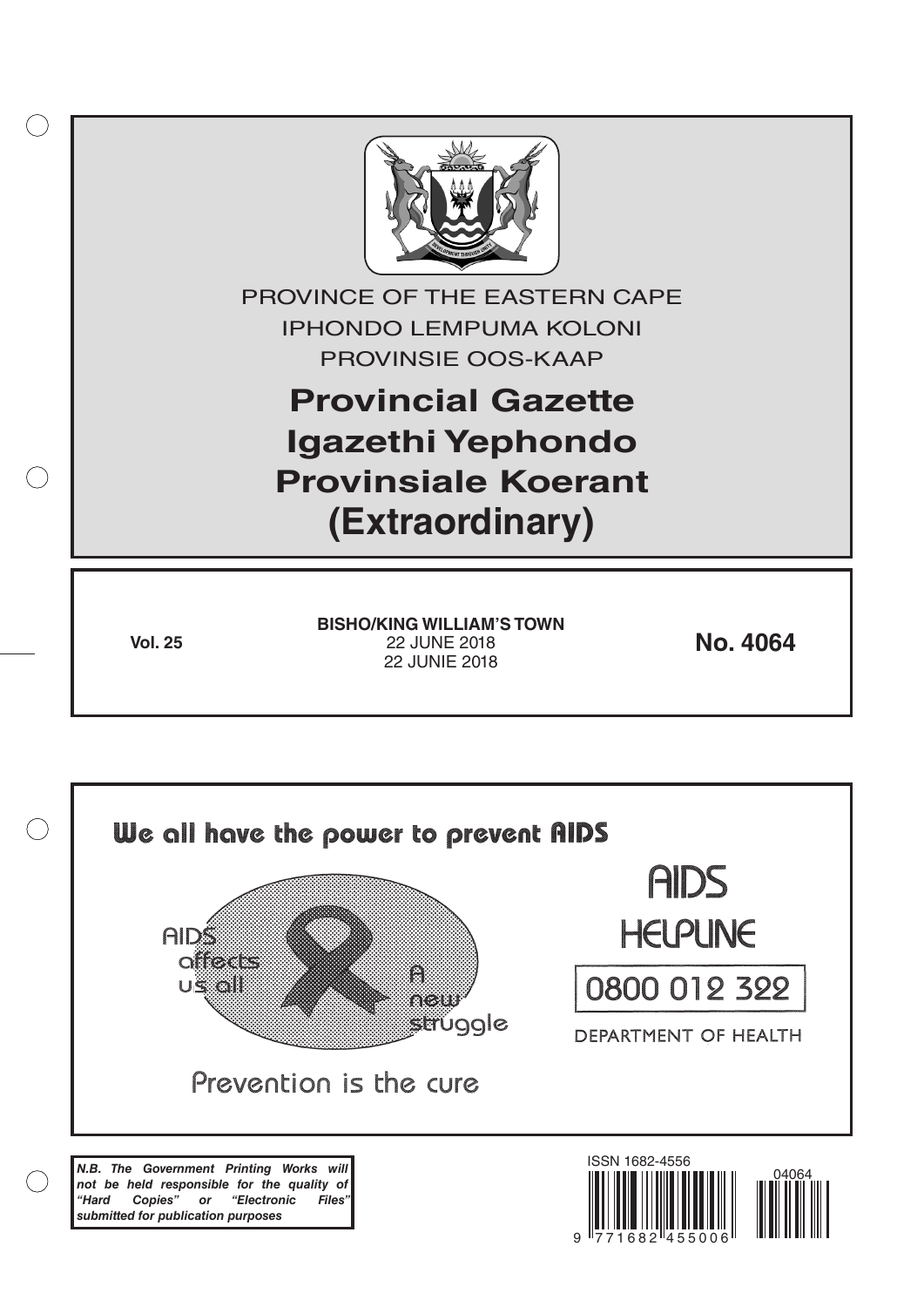PROVINCE OF THE EASTERN CAPE

IPHONDO LEMPUMA KOLONI

PROVINSIE OOS-KAAP

# Provincial Gazette
# Igazethi Yephondo
# Provinsiale Koerant
# (Extraordinary)

**Vol. 25**

**BISHO/KING WILLIAM'S TOWN**
22 JUNE 2018
22 JUNIE 2018

**No. 4064**

We all have the power to prevent AIDS

AIDS affects us all

A new struggle

Prevention is the cure

AIDS HELPLINE

0800 012 322

DEPARTMENT OF HEALTH

***N.B. The Government Printing Works will not be held responsible for the quality of "Hard Copies" or "Electronic Files" submitted for publication purposes***

ISSN 1682-4556

9 771682 455006

04064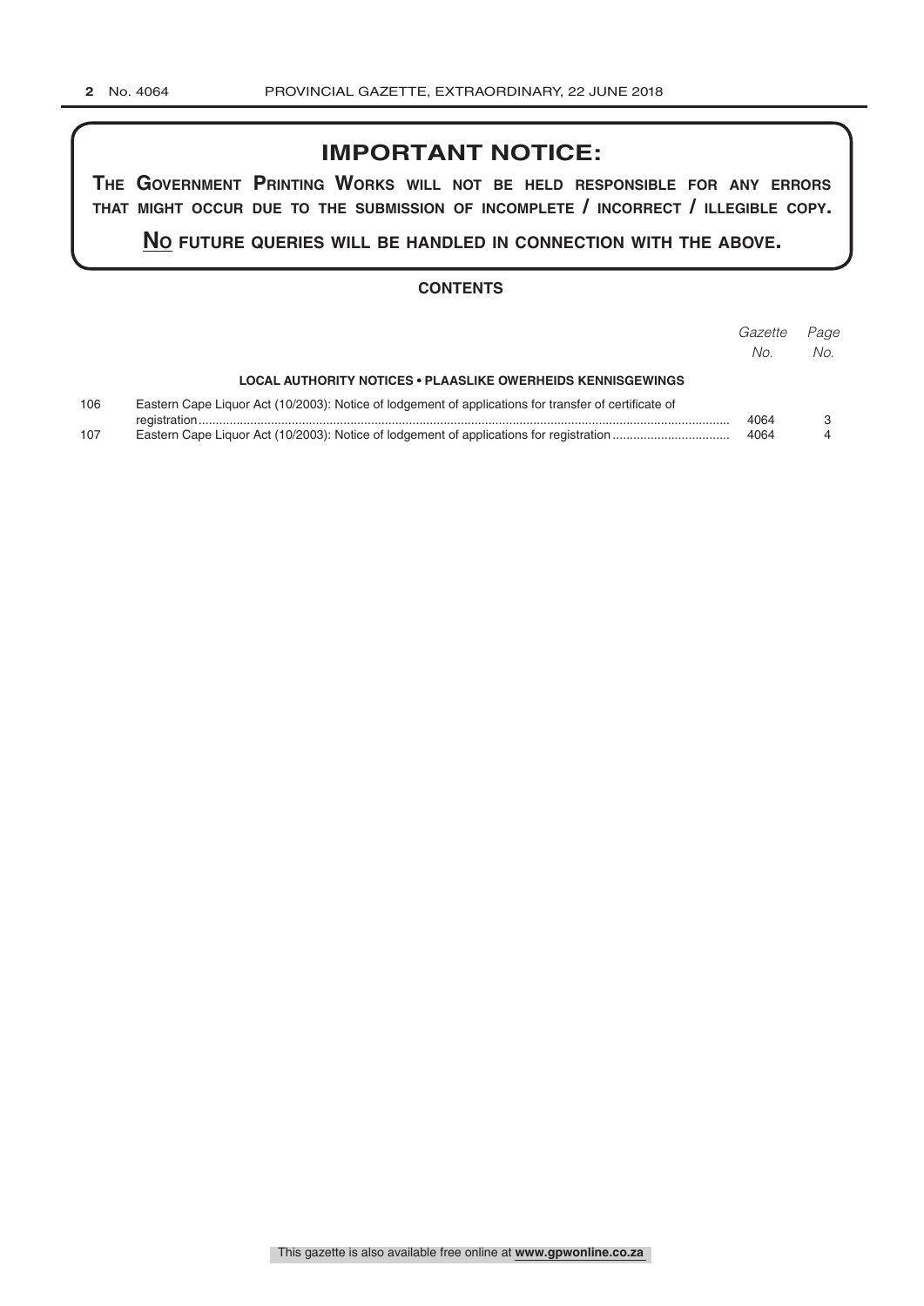# IMPORTANT NOTICE:

**The Government Printing Works will not be held responsible for any errors that might occur due to the submission of incomplete / incorrect / illegible copy.**

**No future queries will be handled in connection with the above.**

## CONTENTS

| | | *Gazette No.* | *Page No.* |
|---|---|---|---|
| | **LOCAL AUTHORITY NOTICES • PLAASLIKE OWERHEIDS KENNISGEWINGS** | | |
| 106 | Eastern Cape Liquor Act (10/2003): Notice of lodgement of applications for transfer of certificate of registration | 4064 | 3 |
| 107 | Eastern Cape Liquor Act (10/2003): Notice of lodgement of applications for registration | 4064 | 4 |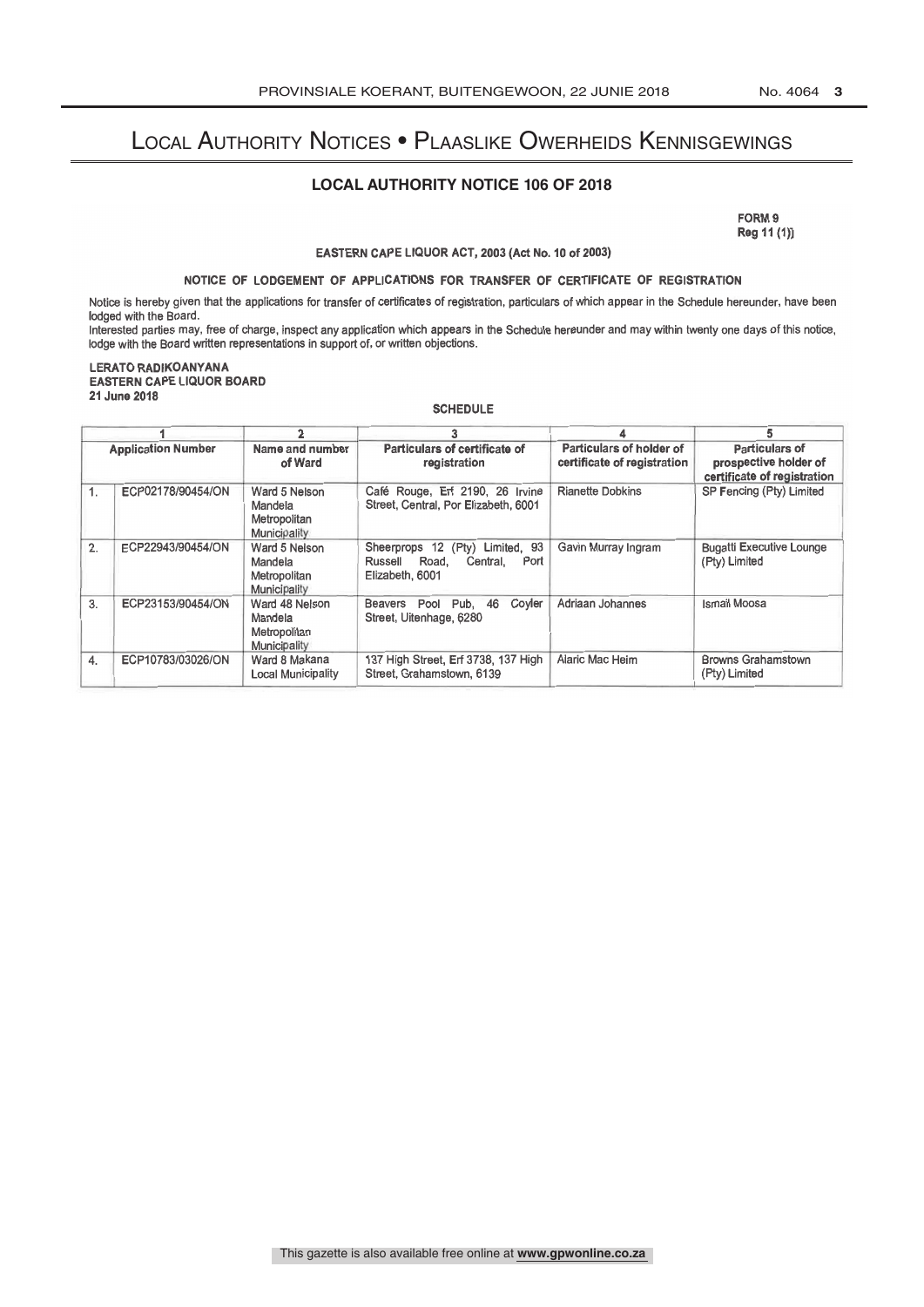# Local Authority Notices • Plaaslike Owerheids Kennisgewings

## LOCAL AUTHORITY NOTICE 106 OF 2018

FORM 9
Reg 11 (1))

EASTERN CAPE LIQUOR ACT, 2003 (Act No. 10 of 2003)

NOTICE OF LODGEMENT OF APPLICATIONS FOR TRANSFER OF CERTIFICATE OF REGISTRATION

Notice is hereby given that the applications for transfer of certificates of registration, particulars of which appear in the Schedule hereunder, have been lodged with the Board.

Interested parties may, free of charge, inspect any application which appears in the Schedule hereunder and may within twenty one days of this notice, lodge with the Board written representations in support of, or written objections.

LERATO RADIKOANYANA
EASTERN CAPE LIQUOR BOARD
21 June 2018

SCHEDULE

| 1 | | 2 | 3 | 4 | 5 |
|---|---|---|---|---|---|
| Application Number | | Name and number of Ward | Particulars of certificate of registration | Particulars of holder of certificate of registration | Particulars of prospective holder of certificate of registration |
| 1. | ECP02178/90454/ON | Ward 5 Nelson Mandela Metropolitan Municipality | Café Rouge, Erf 2190, 26 Irvine Street, Central, Por Elizabeth, 6001 | Rianette Dobkins | SP Fencing (Pty) Limited |
| 2. | ECP22943/90454/ON | Ward 5 Nelson Mandela Metropolitan Municipality | Sheerprops 12 (Pty) Limited, 93 Russell Road, Central, Port Elizabeth, 6001 | Gavin Murray Ingram | Bugatti Executive Lounge (Pty) Limited |
| 3. | ECP23153/90454/ON | Ward 48 Nelson Mandela Metropolitan Municipality | Beavers Pool Pub, 46 Coyler Street, Uitenhage, 6280 | Adriaan Johannes | Ismail Moosa |
| 4. | ECP10783/03026/ON | Ward 8 Makana Local Municipality | 137 High Street, Erf 3738, 137 High Street, Grahamstown, 6139 | Alaric Mac Heim | Browns Grahamstown (Pty) Limited |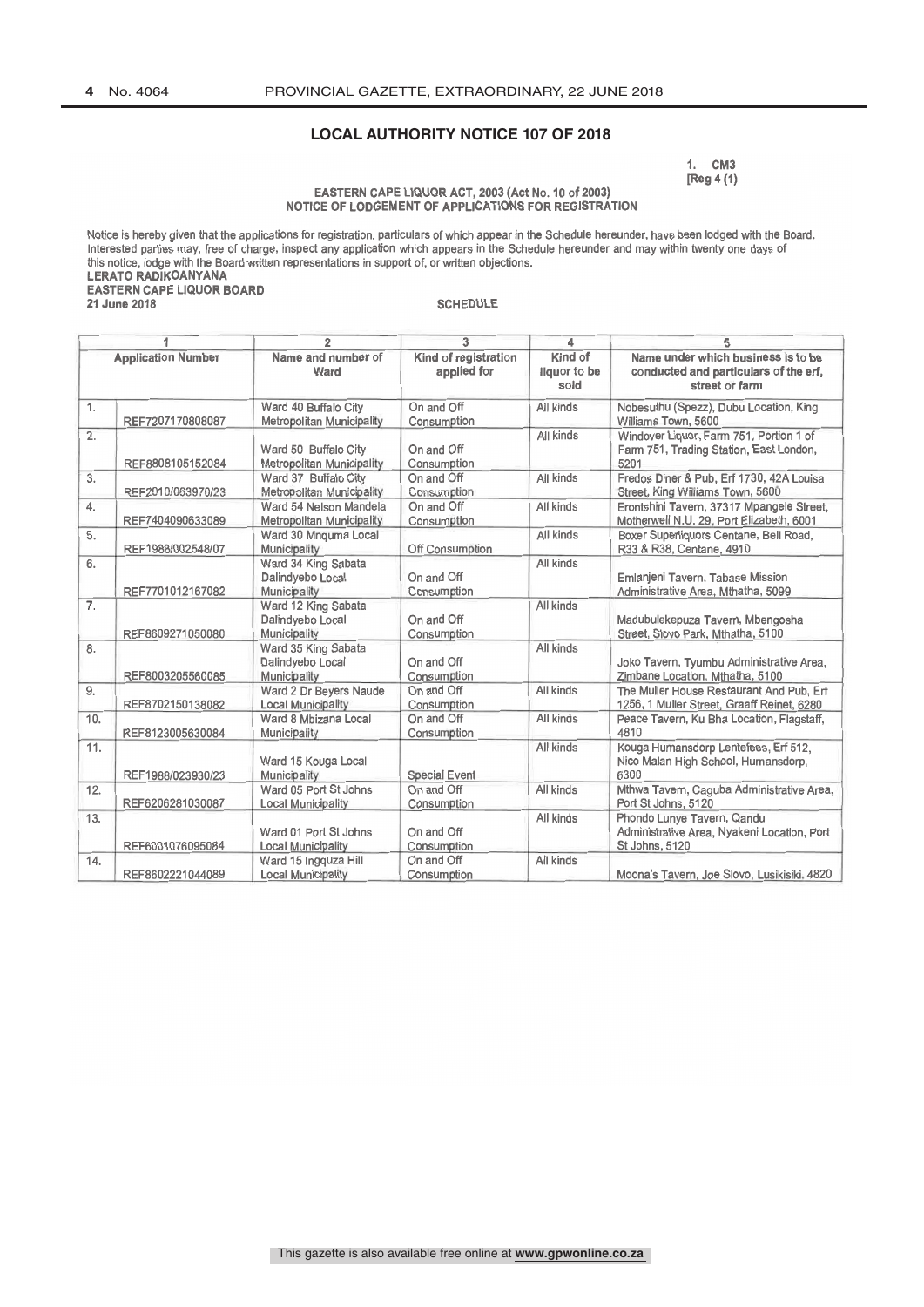## LOCAL AUTHORITY NOTICE 107 OF 2018

1. CM3
[Reg 4 (1)

**EASTERN CAPE LIQUOR ACT, 2003 (Act No. 10 of 2003)**
**NOTICE OF LODGEMENT OF APPLICATIONS FOR REGISTRATION**

Notice is hereby given that the applications for registration, particulars of which appear in the Schedule hereunder, have been lodged with the Board. Interested parties may, free of charge, inspect any application which appears in the Schedule hereunder and may within twenty one days of this notice, lodge with the Board written representations in support of, or written objections.

**LERATO RADIKOANYANA**
**EASTERN CAPE LIQUOR BOARD**
**21 June 2018**

**SCHEDULE**

| 1 | | 2 | 3 | 4 | 5 |
|---|---|---|---|---|---|
| Application Number | | Name and number of Ward | Kind of registration applied for | Kind of liquor to be sold | Name under which business is to be conducted and particulars of the erf, street or farm |
| 1. | REF7207170808087 | Ward 40 Buffalo City Metropolitan Municipality | On and Off Consumption | All kinds | Nobesuthu (Spezz), Dubu Location, King Williams Town, 5600 |
| 2. | REF8808105152084 | Ward 50 Buffalo City Metropolitan Municipality | On and Off Consumption | All kinds | Windover Liquor, Farm 751, Portion 1 of Farm 751, Trading Station, East London, 5201 |
| 3. | REF2010/063970/23 | Ward 37 Buffalo City Metropolitan Municipality | On and Off Consumption | All kinds | Fredos Diner & Pub, Erf 1730, 42A Louisa Street, King Williams Town, 5600 |
| 4. | REF7404090633089 | Ward 54 Nelson Mandela Metropolitan Municipality | On and Off Consumption | All kinds | Erontshini Tavern, 37317 Mpangele Street, Motherwell N.U. 29, Port Elizabeth, 6001 |
| 5. | REF1988/002548/07 | Ward 30 Mnquma Local Municipality | Off Consumption | All kinds | Boxer Superliquors Centane, Bell Road, R33 & R38, Centane, 4910 |
| 6. | REF7701012167082 | Ward 34 King Sabata Dalindyebo Local Municipality | On and Off Consumption | All kinds | Emlanjeni Tavern, Tabase Mission Administrative Area, Mthatha, 5099 |
| 7. | REF8609271050080 | Ward 12 King Sabata Dalindyebo Local Municipality | On and Off Consumption | All kinds | Madubulekepuza Tavern, Mbengosha Street, Slovo Park, Mthatha, 5100 |
| 8. | REF8003205560085 | Ward 35 King Sabata Dalindyebo Local Municipality | On and Off Consumption | All kinds | Joko Tavern, Tyumbu Administrative Area, Zimbane Location, Mthatha, 5100 |
| 9. | REF8702150138082 | Ward 2 Dr Beyers Naude Local Municipality | On and Off Consumption | All kinds | The Muller House Restaurant And Pub, Erf 1256, 1 Muller Street, Graaff Reinet, 6280 |
| 10. | REF8123005630084 | Ward 8 Mbizana Local Municipality | On and Off Consumption | All kinds | Peace Tavern, Ku Bha Location, Flagstaff, 4810 |
| 11. | REF1988/023930/23 | Ward 15 Kouga Local Municipality | Special Event | All kinds | Kouga Humansdorp Lentefees, Erf 512, Nico Malan High School, Humansdorp, 6300 |
| 12. | REF6206281030087 | Ward 05 Port St Johns Local Municipality | On and Off Consumption | All kinds | Mthwa Tavern, Caguba Administrative Area, Port St Johns, 5120 |
| 13. | REF6001076095084 | Ward 01 Port St Johns Local Municipality | On and Off Consumption | All kinds | Phondo Lunye Tavern, Qandu Administrative Area, Nyakeni Location, Port St Johns, 5120 |
| 14. | REF8602221044089 | Ward 15 Ingquza Hill Local Municipality | On and Off Consumption | All kinds | Moona's Tavern, Joe Slovo, Lusikisiki, 4820 |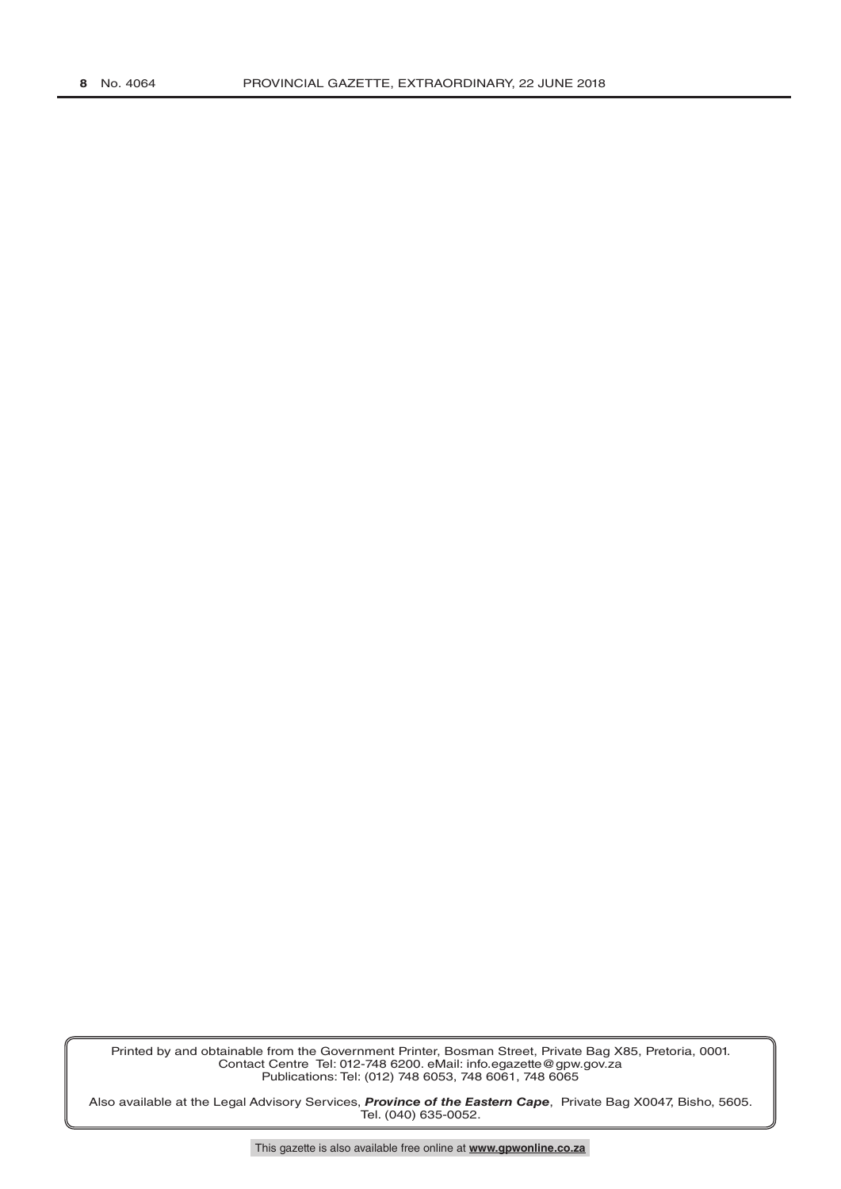Printed by and obtainable from the Government Printer, Bosman Street, Private Bag X85, Pretoria, 0001.
Contact Centre Tel: 012-748 6200. eMail: info.egazette@gpw.gov.za
Publications: Tel: (012) 748 6053, 748 6061, 748 6065

Also available at the Legal Advisory Services, ***Province of the Eastern Cape***, Private Bag X0047, Bisho, 5605.
Tel. (040) 635-0052.

This gazette is also available free online at **www.gpwonline.co.za**